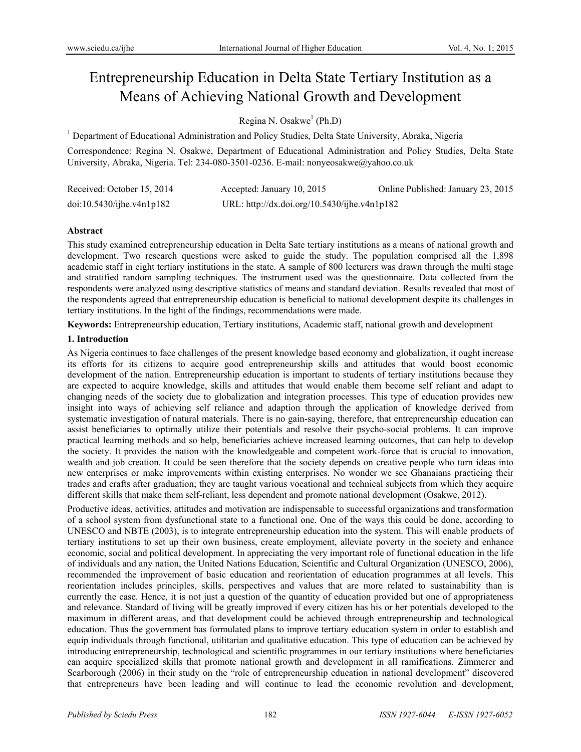# Entrepreneurship Education in Delta State Tertiary Institution as a Means of Achieving National Growth and Development

Regina N. Osakwe[1] (Ph.D)

[1] Department of Educational Administration and Policy Studies, Delta State University, Abraka, Nigeria

Correspondence: Regina N. Osakwe, Department of Educational Administration and Policy Studies, Delta State University, Abraka, Nigeria. Tel: 234-080-3501-0236. E-mail: nonyeosakwe@yahoo.co.uk

Received: October 15, 2014 Accepted: January 10, 2015 Online Published: January 23, 2015

doi:10.5430/ijhe.v4n1p182 URL: http://dx.doi.org/10.5430/ijhe.v4n1p182

## Abstract

This study examined entrepreneurship education in Delta Sate tertiary institutions as a means of national growth and development. Two research questions were asked to guide the study. The population comprised all the 1,898 academic staff in eight tertiary institutions in the state. A sample of 800 lecturers was drawn through the multi stage and stratified random sampling techniques. The instrument used was the questionnaire. Data collected from the respondents were analyzed using descriptive statistics of means and standard deviation. Results revealed that most of the respondents agreed that entrepreneurship education is beneficial to national development despite its challenges in tertiary institutions. In the light of the findings, recommendations were made.

**Keywords:** Entrepreneurship education, Tertiary institutions, Academic staff, national growth and development

## 1. Introduction

As Nigeria continues to face challenges of the present knowledge based economy and globalization, it ought increase its efforts for its citizens to acquire good entrepreneurship skills and attitudes that would boost economic development of the nation. Entrepreneurship education is important to students of tertiary institutions because they are expected to acquire knowledge, skills and attitudes that would enable them become self reliant and adapt to changing needs of the society due to globalization and integration processes. This type of education provides new insight into ways of achieving self reliance and adaption through the application of knowledge derived from systematic investigation of natural materials. There is no gain-saying, therefore, that entrepreneurship education can assist beneficiaries to optimally utilize their potentials and resolve their psycho-social problems. It can improve practical learning methods and so help, beneficiaries achieve increased learning outcomes, that can help to develop the society. It provides the nation with the knowledgeable and competent work-force that is crucial to innovation, wealth and job creation. It could be seen therefore that the society depends on creative people who turn ideas into new enterprises or make improvements within existing enterprises. No wonder we see Ghanaians practicing their trades and crafts after graduation; they are taught various vocational and technical subjects from which they acquire different skills that make them self-reliant, less dependent and promote national development (Osakwe, 2012).

Productive ideas, activities, attitudes and motivation are indispensable to successful organizations and transformation of a school system from dysfunctional state to a functional one. One of the ways this could be done, according to UNESCO and NBTE (2003), is to integrate entrepreneurship education into the system. This will enable products of tertiary institutions to set up their own business, create employment, alleviate poverty in the society and enhance economic, social and political development. In appreciating the very important role of functional education in the life of individuals and any nation, the United Nations Education, Scientific and Cultural Organization (UNESCO, 2006), recommended the improvement of basic education and reorientation of education programmes at all levels. This reorientation includes principles, skills, perspectives and values that are more related to sustainability than is currently the case. Hence, it is not just a question of the quantity of education provided but one of appropriateness and relevance. Standard of living will be greatly improved if every citizen has his or her potentials developed to the maximum in different areas, and that development could be achieved through entrepreneurship and technological education. Thus the government has formulated plans to improve tertiary education system in order to establish and equip individuals through functional, utilitarian and qualitative education. This type of education can be achieved by introducing entrepreneurship, technological and scientific programmes in our tertiary institutions where beneficiaries can acquire specialized skills that promote national growth and development in all ramifications. Zimmerer and Scarborough (2006) in their study on the "role of entrepreneurship education in national development" discovered that entrepreneurs have been leading and will continue to lead the economic revolution and development,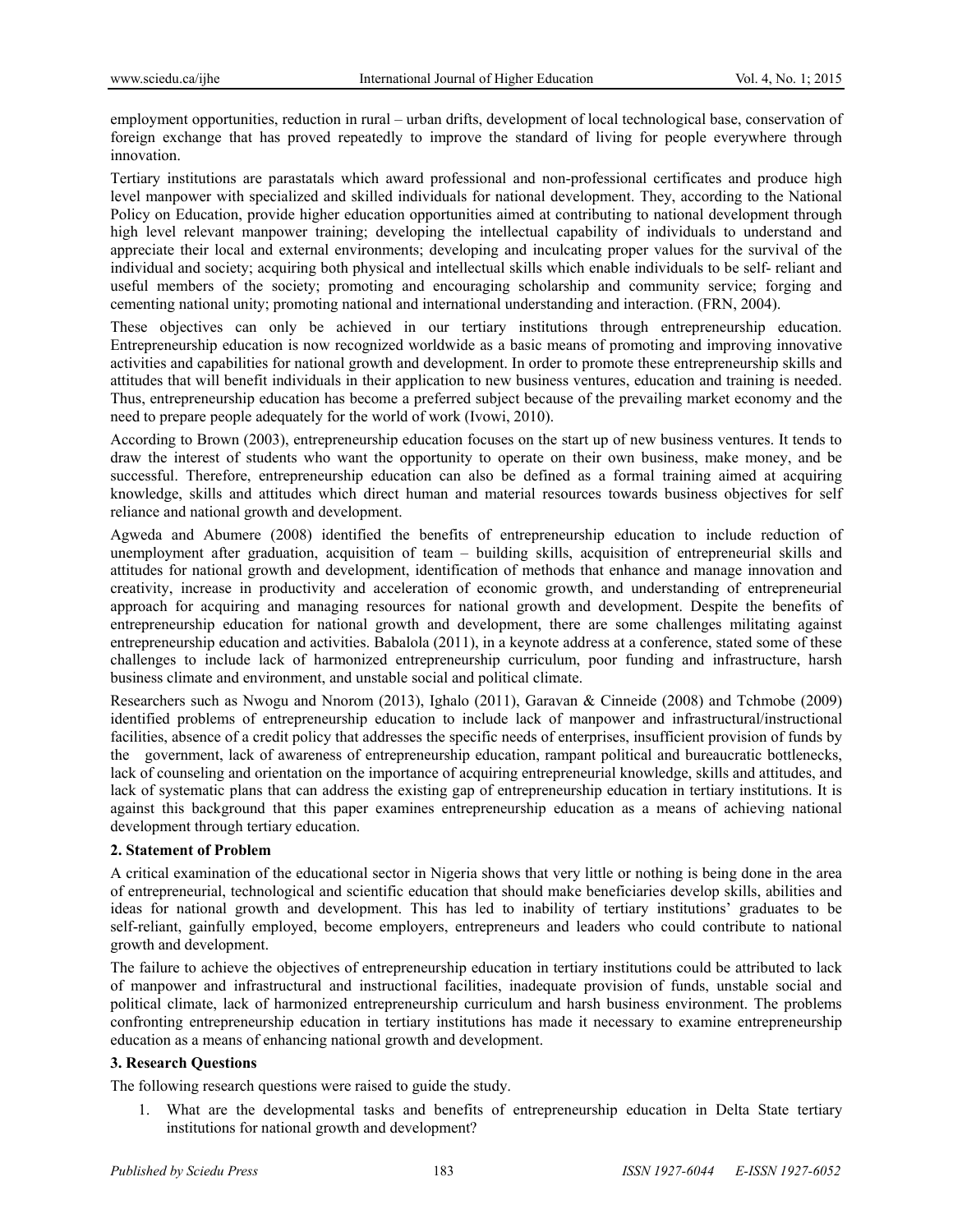employment opportunities, reduction in rural – urban drifts, development of local technological base, conservation of foreign exchange that has proved repeatedly to improve the standard of living for people everywhere through innovation.

Tertiary institutions are parastatals which award professional and non-professional certificates and produce high level manpower with specialized and skilled individuals for national development. They, according to the National Policy on Education, provide higher education opportunities aimed at contributing to national development through high level relevant manpower training; developing the intellectual capability of individuals to understand and appreciate their local and external environments; developing and inculcating proper values for the survival of the individual and society; acquiring both physical and intellectual skills which enable individuals to be self- reliant and useful members of the society; promoting and encouraging scholarship and community service; forging and cementing national unity; promoting national and international understanding and interaction. (FRN, 2004).

These objectives can only be achieved in our tertiary institutions through entrepreneurship education. Entrepreneurship education is now recognized worldwide as a basic means of promoting and improving innovative activities and capabilities for national growth and development. In order to promote these entrepreneurship skills and attitudes that will benefit individuals in their application to new business ventures, education and training is needed. Thus, entrepreneurship education has become a preferred subject because of the prevailing market economy and the need to prepare people adequately for the world of work (Ivowi, 2010).

According to Brown (2003), entrepreneurship education focuses on the start up of new business ventures. It tends to draw the interest of students who want the opportunity to operate on their own business, make money, and be successful. Therefore, entrepreneurship education can also be defined as a formal training aimed at acquiring knowledge, skills and attitudes which direct human and material resources towards business objectives for self reliance and national growth and development.

Agweda and Abumere (2008) identified the benefits of entrepreneurship education to include reduction of unemployment after graduation, acquisition of team – building skills, acquisition of entrepreneurial skills and attitudes for national growth and development, identification of methods that enhance and manage innovation and creativity, increase in productivity and acceleration of economic growth, and understanding of entrepreneurial approach for acquiring and managing resources for national growth and development. Despite the benefits of entrepreneurship education for national growth and development, there are some challenges militating against entrepreneurship education and activities. Babalola (2011), in a keynote address at a conference, stated some of these challenges to include lack of harmonized entrepreneurship curriculum, poor funding and infrastructure, harsh business climate and environment, and unstable social and political climate.

Researchers such as Nwogu and Nnorom (2013), Ighalo (2011), Garavan & Cinneide (2008) and Tchmobe (2009) identified problems of entrepreneurship education to include lack of manpower and infrastructural/instructional facilities, absence of a credit policy that addresses the specific needs of enterprises, insufficient provision of funds by the government, lack of awareness of entrepreneurship education, rampant political and bureaucratic bottlenecks, lack of counseling and orientation on the importance of acquiring entrepreneurial knowledge, skills and attitudes, and lack of systematic plans that can address the existing gap of entrepreneurship education in tertiary institutions. It is against this background that this paper examines entrepreneurship education as a means of achieving national development through tertiary education.

## 2. Statement of Problem

A critical examination of the educational sector in Nigeria shows that very little or nothing is being done in the area of entrepreneurial, technological and scientific education that should make beneficiaries develop skills, abilities and ideas for national growth and development. This has led to inability of tertiary institutions' graduates to be self-reliant, gainfully employed, become employers, entrepreneurs and leaders who could contribute to national growth and development.

The failure to achieve the objectives of entrepreneurship education in tertiary institutions could be attributed to lack of manpower and infrastructural and instructional facilities, inadequate provision of funds, unstable social and political climate, lack of harmonized entrepreneurship curriculum and harsh business environment. The problems confronting entrepreneurship education in tertiary institutions has made it necessary to examine entrepreneurship education as a means of enhancing national growth and development.

## 3. Research Questions

The following research questions were raised to guide the study.

1. What are the developmental tasks and benefits of entrepreneurship education in Delta State tertiary institutions for national growth and development?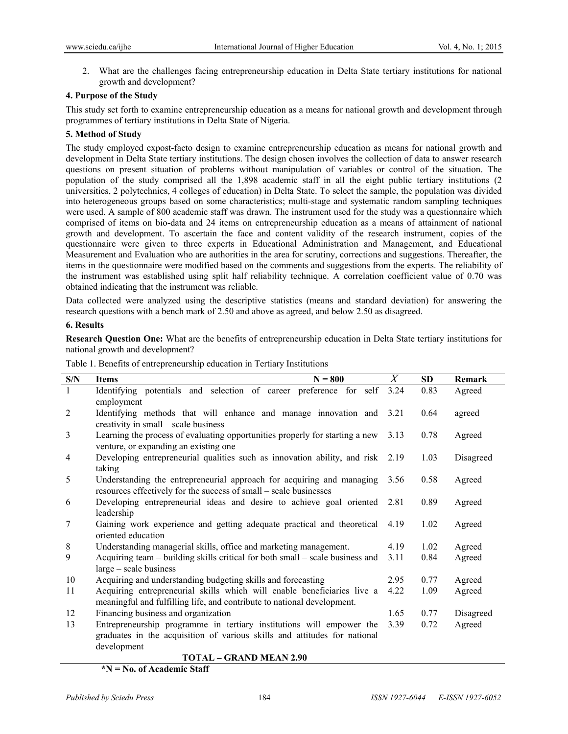2. What are the challenges facing entrepreneurship education in Delta State tertiary institutions for national growth and development?

## 4. Purpose of the Study

This study set forth to examine entrepreneurship education as a means for national growth and development through programmes of tertiary institutions in Delta State of Nigeria.

## 5. Method of Study

The study employed expost-facto design to examine entrepreneurship education as means for national growth and development in Delta State tertiary institutions. The design chosen involves the collection of data to answer research questions on present situation of problems without manipulation of variables or control of the situation. The population of the study comprised all the 1,898 academic staff in all the eight public tertiary institutions (2 universities, 2 polytechnics, 4 colleges of education) in Delta State. To select the sample, the population was divided into heterogeneous groups based on some characteristics; multi-stage and systematic random sampling techniques were used. A sample of 800 academic staff was drawn. The instrument used for the study was a questionnaire which comprised of items on bio-data and 24 items on entrepreneurship education as a means of attainment of national growth and development. To ascertain the face and content validity of the research instrument, copies of the questionnaire were given to three experts in Educational Administration and Management, and Educational Measurement and Evaluation who are authorities in the area for scrutiny, corrections and suggestions. Thereafter, the items in the questionnaire were modified based on the comments and suggestions from the experts. The reliability of the instrument was established using split half reliability technique. A correlation coefficient value of 0.70 was obtained indicating that the instrument was reliable.

Data collected were analyzed using the descriptive statistics (means and standard deviation) for answering the research questions with a bench mark of 2.50 and above as agreed, and below 2.50 as disagreed.

## 6. Results

**Research Question One:** What are the benefits of entrepreneurship education in Delta State tertiary institutions for national growth and development?

Table 1. Benefits of entrepreneurship education in Tertiary Institutions

| S/N | Items N = 800 | $\bar{X}$ | SD | Remark |
|---|---|---|---|---|
| 1 | Identifying potentials and selection of career preference for self employment | 3.24 | 0.83 | Agreed |
| 2 | Identifying methods that will enhance and manage innovation and creativity in small – scale business | 3.21 | 0.64 | agreed |
| 3 | Learning the process of evaluating opportunities properly for starting a new venture, or expanding an existing one | 3.13 | 0.78 | Agreed |
| 4 | Developing entrepreneurial qualities such as innovation ability, and risk taking | 2.19 | 1.03 | Disagreed |
| 5 | Understanding the entrepreneurial approach for acquiring and managing resources effectively for the success of small – scale businesses | 3.56 | 0.58 | Agreed |
| 6 | Developing entrepreneurial ideas and desire to achieve goal oriented leadership | 2.81 | 0.89 | Agreed |
| 7 | Gaining work experience and getting adequate practical and theoretical oriented education | 4.19 | 1.02 | Agreed |
| 8 | Understanding managerial skills, office and marketing management. | 4.19 | 1.02 | Agreed |
| 9 | Acquiring team – building skills critical for both small – scale business and large – scale business | 3.11 | 0.84 | Agreed |
| 10 | Acquiring and understanding budgeting skills and forecasting | 2.95 | 0.77 | Agreed |
| 11 | Acquiring entrepreneurial skills which will enable beneficiaries live a meaningful and fulfilling life, and contribute to national development. | 4.22 | 1.09 | Agreed |
| 12 | Financing business and organization | 1.65 | 0.77 | Disagreed |
| 13 | Entrepreneurship programme in tertiary institutions will empower the graduates in the acquisition of various skills and attitudes for national development | 3.39 | 0.72 | Agreed |
| | **TOTAL – GRAND MEAN 2.90** | | | |

**\*N = No. of Academic Staff**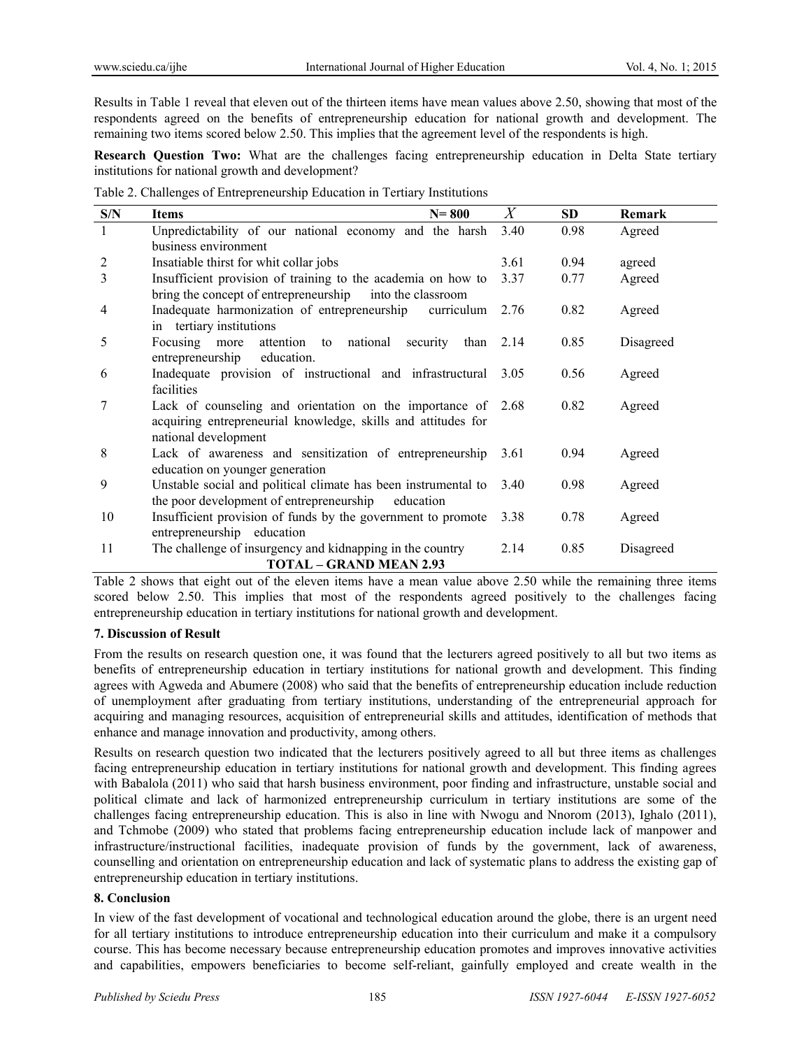Results in Table 1 reveal that eleven out of the thirteen items have mean values above 2.50, showing that most of the respondents agreed on the benefits of entrepreneurship education for national growth and development. The remaining two items scored below 2.50. This implies that the agreement level of the respondents is high.

**Research Question Two:** What are the challenges facing entrepreneurship education in Delta State tertiary institutions for national growth and development?

Table 2. Challenges of Entrepreneurship Education in Tertiary Institutions

| S/N | Items N= 800 | $\bar{X}$ | SD | Remark |
|---|---|---|---|---|
| 1 | Unpredictability of our national economy and the harsh business environment | 3.40 | 0.98 | Agreed |
| 2 | Insatiable thirst for whit collar jobs | 3.61 | 0.94 | agreed |
| 3 | Insufficient provision of training to the academia on how to bring the concept of entrepreneurship into the classroom | 3.37 | 0.77 | Agreed |
| 4 | Inadequate harmonization of entrepreneurship curriculum in tertiary institutions | 2.76 | 0.82 | Agreed |
| 5 | Focusing more attention to national security than entrepreneurship education. | 2.14 | 0.85 | Disagreed |
| 6 | Inadequate provision of instructional and infrastructural facilities | 3.05 | 0.56 | Agreed |
| 7 | Lack of counseling and orientation on the importance of acquiring entrepreneurial knowledge, skills and attitudes for national development | 2.68 | 0.82 | Agreed |
| 8 | Lack of awareness and sensitization of entrepreneurship education on younger generation | 3.61 | 0.94 | Agreed |
| 9 | Unstable social and political climate has been instrumental to the poor development of entrepreneurship education | 3.40 | 0.98 | Agreed |
| 10 | Insufficient provision of funds by the government to promote entrepreneurship education | 3.38 | 0.78 | Agreed |
| 11 | The challenge of insurgency and kidnapping in the country | 2.14 | 0.85 | Disagreed |
| | **TOTAL – GRAND MEAN 2.93** | | | |

Table 2 shows that eight out of the eleven items have a mean value above 2.50 while the remaining three items scored below 2.50. This implies that most of the respondents agreed positively to the challenges facing entrepreneurship education in tertiary institutions for national growth and development.

## 7. Discussion of Result

From the results on research question one, it was found that the lecturers agreed positively to all but two items as benefits of entrepreneurship education in tertiary institutions for national growth and development. This finding agrees with Agweda and Abumere (2008) who said that the benefits of entrepreneurship education include reduction of unemployment after graduating from tertiary institutions, understanding of the entrepreneurial approach for acquiring and managing resources, acquisition of entrepreneurial skills and attitudes, identification of methods that enhance and manage innovation and productivity, among others.

Results on research question two indicated that the lecturers positively agreed to all but three items as challenges facing entrepreneurship education in tertiary institutions for national growth and development. This finding agrees with Babalola (2011) who said that harsh business environment, poor finding and infrastructure, unstable social and political climate and lack of harmonized entrepreneurship curriculum in tertiary institutions are some of the challenges facing entrepreneurship education. This is also in line with Nwogu and Nnorom (2013), Ighalo (2011), and Tchmobe (2009) who stated that problems facing entrepreneurship education include lack of manpower and infrastructure/instructional facilities, inadequate provision of funds by the government, lack of awareness, counselling and orientation on entrepreneurship education and lack of systematic plans to address the existing gap of entrepreneurship education in tertiary institutions.

## 8. Conclusion

In view of the fast development of vocational and technological education around the globe, there is an urgent need for all tertiary institutions to introduce entrepreneurship education into their curriculum and make it a compulsory course. This has become necessary because entrepreneurship education promotes and improves innovative activities and capabilities, empowers beneficiaries to become self-reliant, gainfully employed and create wealth in the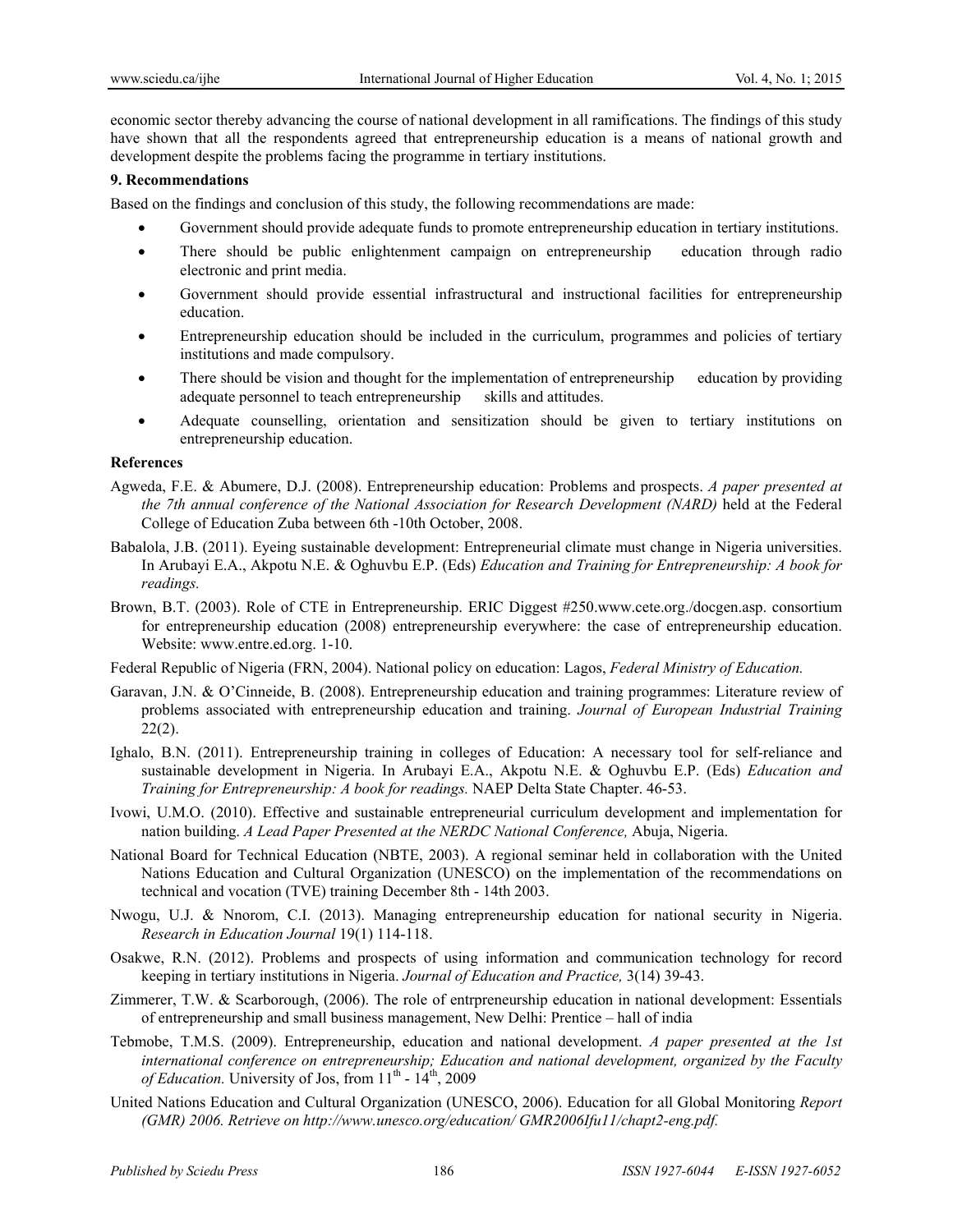economic sector thereby advancing the course of national development in all ramifications. The findings of this study have shown that all the respondents agreed that entrepreneurship education is a means of national growth and development despite the problems facing the programme in tertiary institutions.

## 9. Recommendations

Based on the findings and conclusion of this study, the following recommendations are made:

- Government should provide adequate funds to promote entrepreneurship education in tertiary institutions.
- There should be public enlightenment campaign on entrepreneurship education through radio electronic and print media.
- Government should provide essential infrastructural and instructional facilities for entrepreneurship education.
- Entrepreneurship education should be included in the curriculum, programmes and policies of tertiary institutions and made compulsory.
- There should be vision and thought for the implementation of entrepreneurship education by providing adequate personnel to teach entrepreneurship skills and attitudes.
- Adequate counselling, orientation and sensitization should be given to tertiary institutions on entrepreneurship education.

## References

Agweda, F.E. & Abumere, D.J. (2008). Entrepreneurship education: Problems and prospects. *A paper presented at the 7th annual conference of the National Association for Research Development (NARD)* held at the Federal College of Education Zuba between 6th -10th October, 2008.

Babalola, J.B. (2011). Eyeing sustainable development: Entrepreneurial climate must change in Nigeria universities. In Arubayi E.A., Akpotu N.E. & Oghuvbu E.P. (Eds) *Education and Training for Entrepreneurship: A book for readings.*

Brown, B.T. (2003). Role of CTE in Entrepreneurship. ERIC Diggest #250.www.cete.org./docgen.asp. consortium for entrepreneurship education (2008) entrepreneurship everywhere: the case of entrepreneurship education. Website: www.entre.ed.org. 1-10.

Federal Republic of Nigeria (FRN, 2004). National policy on education: Lagos, *Federal Ministry of Education.*

Garavan, J.N. & O'Cinneide, B. (2008). Entrepreneurship education and training programmes: Literature review of problems associated with entrepreneurship education and training. *Journal of European Industrial Training* 22(2).

Ighalo, B.N. (2011). Entrepreneurship training in colleges of Education: A necessary tool for self-reliance and sustainable development in Nigeria. In Arubayi E.A., Akpotu N.E. & Oghuvbu E.P. (Eds) *Education and Training for Entrepreneurship: A book for readings.* NAEP Delta State Chapter. 46-53.

Ivowi, U.M.O. (2010). Effective and sustainable entrepreneurial curriculum development and implementation for nation building. *A Lead Paper Presented at the NERDC National Conference,* Abuja, Nigeria.

National Board for Technical Education (NBTE, 2003). A regional seminar held in collaboration with the United Nations Education and Cultural Organization (UNESCO) on the implementation of the recommendations on technical and vocation (TVE) training December 8th - 14th 2003.

Nwogu, U.J. & Nnorom, C.I. (2013). Managing entrepreneurship education for national security in Nigeria. *Research in Education Journal* 19(1) 114-118.

Osakwe, R.N. (2012). Problems and prospects of using information and communication technology for record keeping in tertiary institutions in Nigeria. *Journal of Education and Practice,* 3(14) 39-43.

Zimmerer, T.W. & Scarborough, (2006). The role of entrpreneurship education in national development: Essentials of entrepreneurship and small business management, New Delhi: Prentice – hall of india

Tebmobe, T.M.S. (2009). Entrepreneurship, education and national development. *A paper presented at the 1st international conference on entrepreneurship; Education and national development, organized by the Faculty of Education.* University of Jos, from 11th - 14th, 2009

United Nations Education and Cultural Organization (UNESCO, 2006). Education for all Global Monitoring *Report (GMR) 2006. Retrieve on http://www.unesco.org/education/ GMR2006Ifu11/chapt2-eng.pdf.*